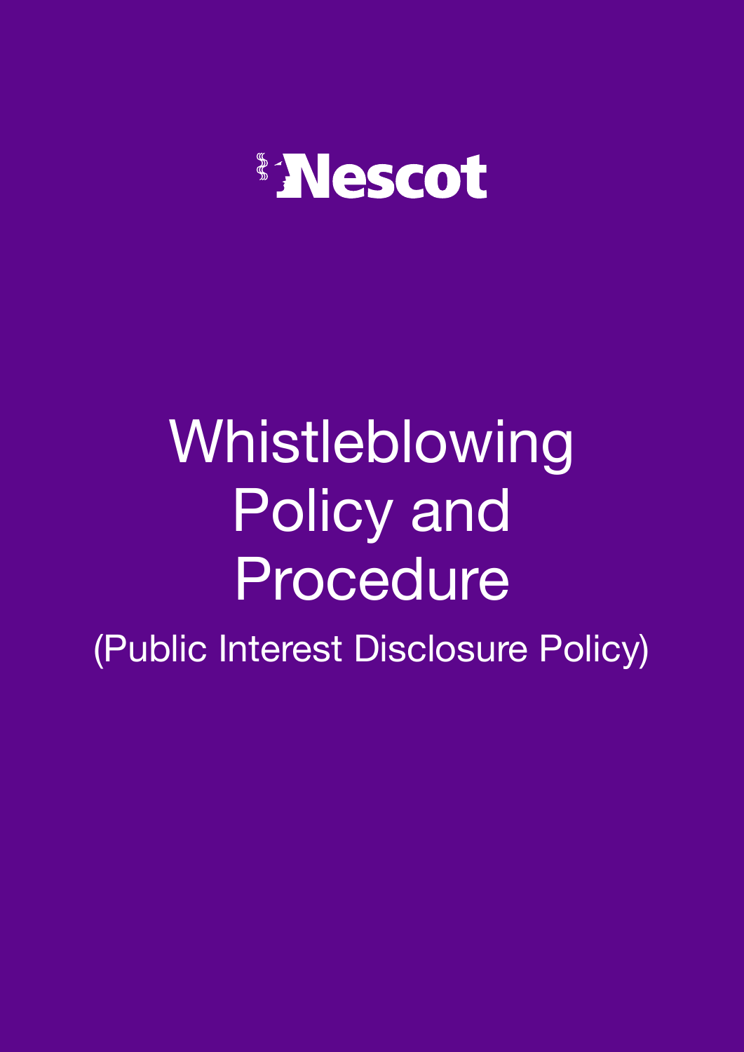Nescot

# Whistleblowing Policy and Procedure

(Public Interest Disclosure Policy)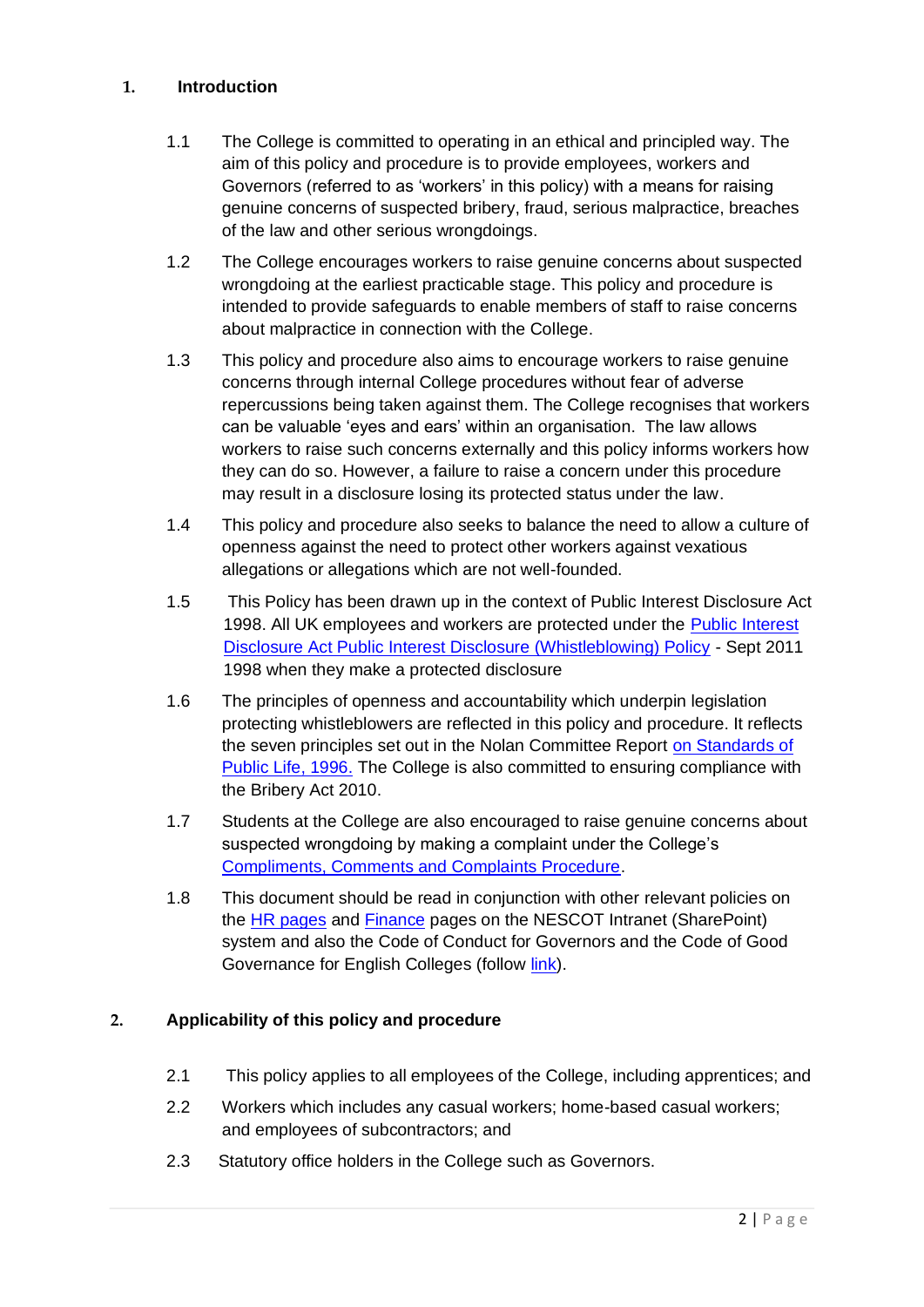## 1. Introduction

1.1 The College is committed to operating in an ethical and principled way. The aim of this policy and procedure is to provide employees, workers and Governors (referred to as 'workers' in this policy) with a means for raising genuine concerns of suspected bribery, fraud, serious malpractice, breaches of the law and other serious wrongdoings.

1.2 The College encourages workers to raise genuine concerns about suspected wrongdoing at the earliest practicable stage. This policy and procedure is intended to provide safeguards to enable members of staff to raise concerns about malpractice in connection with the College.

1.3 This policy and procedure also aims to encourage workers to raise genuine concerns through internal College procedures without fear of adverse repercussions being taken against them. The College recognises that workers can be valuable 'eyes and ears' within an organisation. The law allows workers to raise such concerns externally and this policy informs workers how they can do so. However, a failure to raise a concern under this procedure may result in a disclosure losing its protected status under the law.

1.4 This policy and procedure also seeks to balance the need to allow a culture of openness against the need to protect other workers against vexatious allegations or allegations which are not well-founded.

1.5 This Policy has been drawn up in the context of Public Interest Disclosure Act 1998. All UK employees and workers are protected under the Public Interest Disclosure Act Public Interest Disclosure (Whistleblowing) Policy - Sept 2011 1998 when they make a protected disclosure

1.6 The principles of openness and accountability which underpin legislation protecting whistleblowers are reflected in this policy and procedure. It reflects the seven principles set out in the Nolan Committee Report on Standards of Public Life, 1996. The College is also committed to ensuring compliance with the Bribery Act 2010.

1.7 Students at the College are also encouraged to raise genuine concerns about suspected wrongdoing by making a complaint under the College's Compliments, Comments and Complaints Procedure.

1.8 This document should be read in conjunction with other relevant policies on the HR pages and Finance pages on the NESCOT Intranet (SharePoint) system and also the Code of Conduct for Governors and the Code of Good Governance for English Colleges (follow link).

## 2. Applicability of this policy and procedure

2.1 This policy applies to all employees of the College, including apprentices; and

2.2 Workers which includes any casual workers; home-based casual workers; and employees of subcontractors; and

2.3 Statutory office holders in the College such as Governors.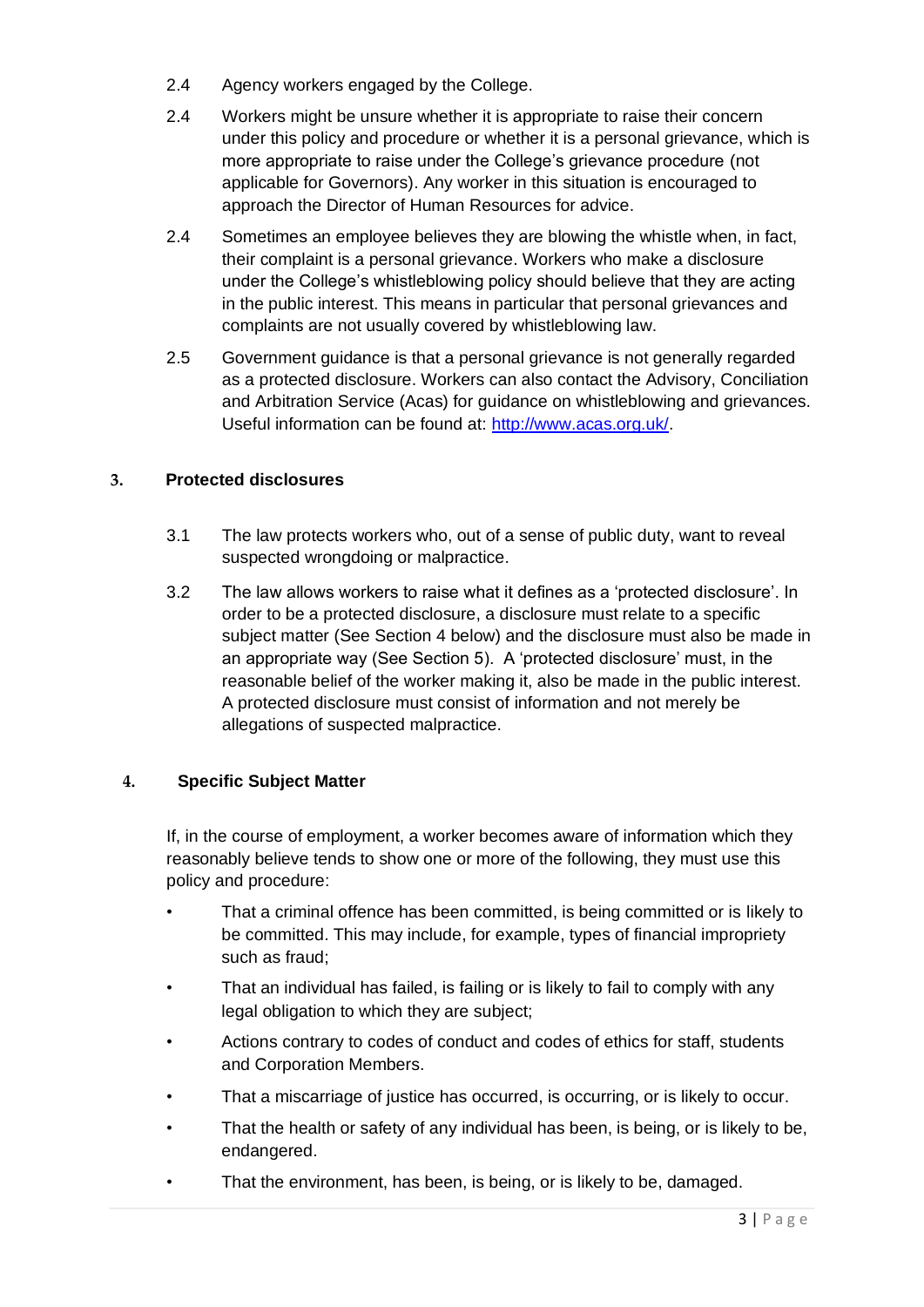2.4 Agency workers engaged by the College.

2.4 Workers might be unsure whether it is appropriate to raise their concern under this policy and procedure or whether it is a personal grievance, which is more appropriate to raise under the College's grievance procedure (not applicable for Governors). Any worker in this situation is encouraged to approach the Director of Human Resources for advice.

2.4 Sometimes an employee believes they are blowing the whistle when, in fact, their complaint is a personal grievance. Workers who make a disclosure under the College's whistleblowing policy should believe that they are acting in the public interest. This means in particular that personal grievances and complaints are not usually covered by whistleblowing law.

2.5 Government guidance is that a personal grievance is not generally regarded as a protected disclosure. Workers can also contact the Advisory, Conciliation and Arbitration Service (Acas) for guidance on whistleblowing and grievances. Useful information can be found at: [http://www.acas.org.uk/](http://www.acas.org.uk/).

## 3. Protected disclosures

3.1 The law protects workers who, out of a sense of public duty, want to reveal suspected wrongdoing or malpractice.

3.2 The law allows workers to raise what it defines as a 'protected disclosure'. In order to be a protected disclosure, a disclosure must relate to a specific subject matter (See Section 4 below) and the disclosure must also be made in an appropriate way (See Section 5). A 'protected disclosure' must, in the reasonable belief of the worker making it, also be made in the public interest. A protected disclosure must consist of information and not merely be allegations of suspected malpractice.

## 4. Specific Subject Matter

If, in the course of employment, a worker becomes aware of information which they reasonably believe tends to show one or more of the following, they must use this policy and procedure:

- That a criminal offence has been committed, is being committed or is likely to be committed. This may include, for example, types of financial impropriety such as fraud;
- That an individual has failed, is failing or is likely to fail to comply with any legal obligation to which they are subject;
- Actions contrary to codes of conduct and codes of ethics for staff, students and Corporation Members.
- That a miscarriage of justice has occurred, is occurring, or is likely to occur.
- That the health or safety of any individual has been, is being, or is likely to be, endangered.
- That the environment, has been, is being, or is likely to be, damaged.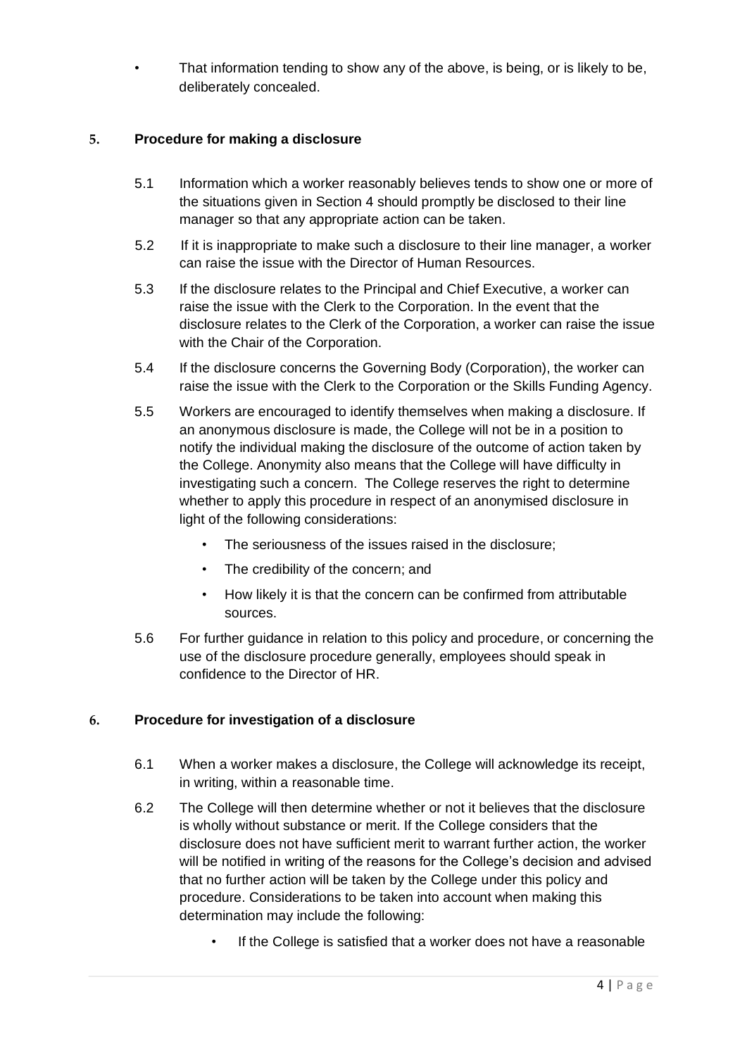- That information tending to show any of the above, is being, or is likely to be, deliberately concealed.

## 5. Procedure for making a disclosure

5.1 Information which a worker reasonably believes tends to show one or more of the situations given in Section 4 should promptly be disclosed to their line manager so that any appropriate action can be taken.

5.2 If it is inappropriate to make such a disclosure to their line manager, a worker can raise the issue with the Director of Human Resources.

5.3 If the disclosure relates to the Principal and Chief Executive, a worker can raise the issue with the Clerk to the Corporation. In the event that the disclosure relates to the Clerk of the Corporation, a worker can raise the issue with the Chair of the Corporation.

5.4 If the disclosure concerns the Governing Body (Corporation), the worker can raise the issue with the Clerk to the Corporation or the Skills Funding Agency.

5.5 Workers are encouraged to identify themselves when making a disclosure. If an anonymous disclosure is made, the College will not be in a position to notify the individual making the disclosure of the outcome of action taken by the College. Anonymity also means that the College will have difficulty in investigating such a concern. The College reserves the right to determine whether to apply this procedure in respect of an anonymised disclosure in light of the following considerations:

- The seriousness of the issues raised in the disclosure;
- The credibility of the concern; and
- How likely it is that the concern can be confirmed from attributable sources.

5.6 For further guidance in relation to this policy and procedure, or concerning the use of the disclosure procedure generally, employees should speak in confidence to the Director of HR.

## 6. Procedure for investigation of a disclosure

6.1 When a worker makes a disclosure, the College will acknowledge its receipt, in writing, within a reasonable time.

6.2 The College will then determine whether or not it believes that the disclosure is wholly without substance or merit. If the College considers that the disclosure does not have sufficient merit to warrant further action, the worker will be notified in writing of the reasons for the College's decision and advised that no further action will be taken by the College under this policy and procedure. Considerations to be taken into account when making this determination may include the following:

- If the College is satisfied that a worker does not have a reasonable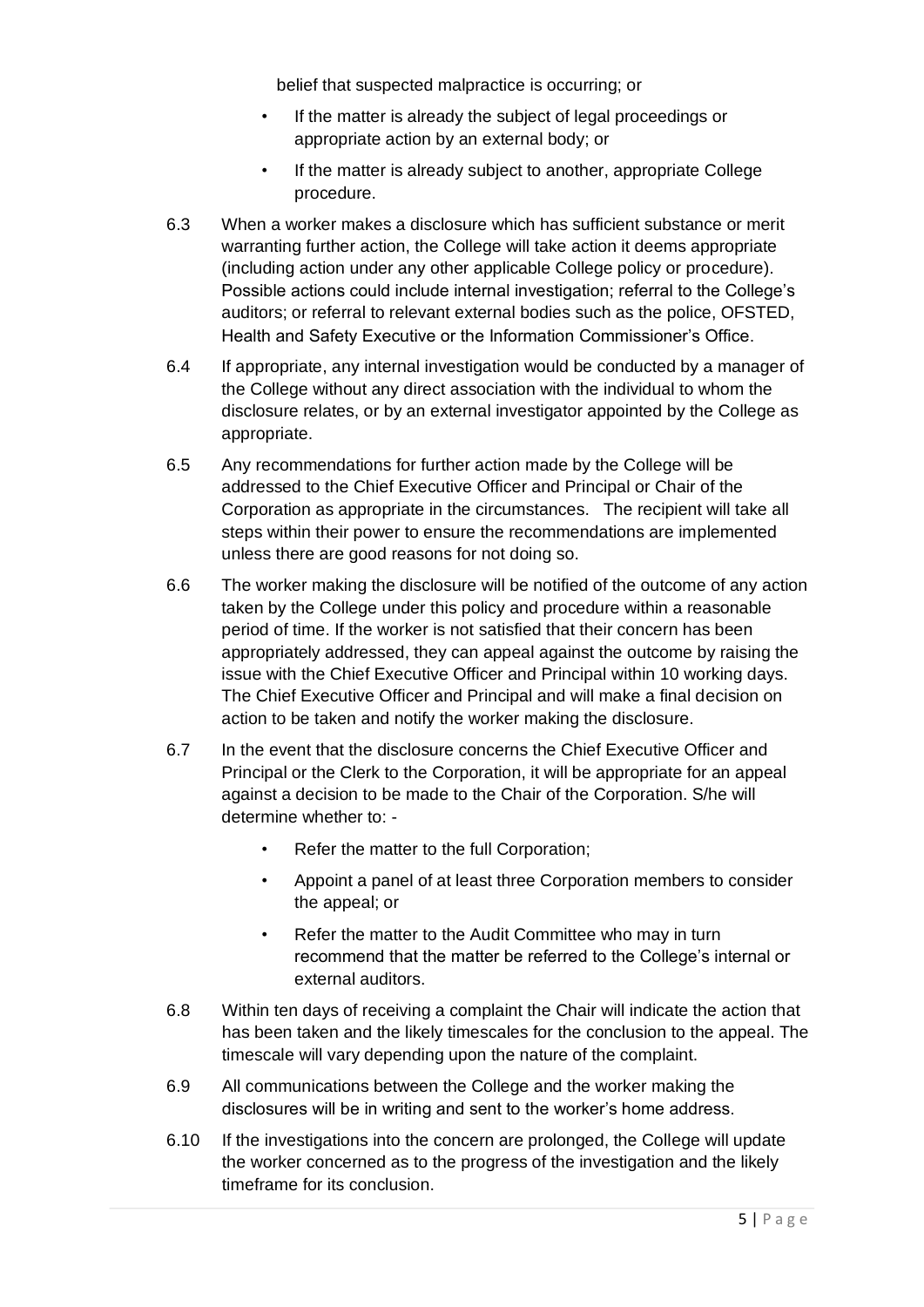belief that suspected malpractice is occurring; or

- If the matter is already the subject of legal proceedings or appropriate action by an external body; or
- If the matter is already subject to another, appropriate College procedure.

6.3 When a worker makes a disclosure which has sufficient substance or merit warranting further action, the College will take action it deems appropriate (including action under any other applicable College policy or procedure). Possible actions could include internal investigation; referral to the College's auditors; or referral to relevant external bodies such as the police, OFSTED, Health and Safety Executive or the Information Commissioner's Office.

6.4 If appropriate, any internal investigation would be conducted by a manager of the College without any direct association with the individual to whom the disclosure relates, or by an external investigator appointed by the College as appropriate.

6.5 Any recommendations for further action made by the College will be addressed to the Chief Executive Officer and Principal or Chair of the Corporation as appropriate in the circumstances. The recipient will take all steps within their power to ensure the recommendations are implemented unless there are good reasons for not doing so.

6.6 The worker making the disclosure will be notified of the outcome of any action taken by the College under this policy and procedure within a reasonable period of time. If the worker is not satisfied that their concern has been appropriately addressed, they can appeal against the outcome by raising the issue with the Chief Executive Officer and Principal within 10 working days. The Chief Executive Officer and Principal and will make a final decision on action to be taken and notify the worker making the disclosure.

6.7 In the event that the disclosure concerns the Chief Executive Officer and Principal or the Clerk to the Corporation, it will be appropriate for an appeal against a decision to be made to the Chair of the Corporation. S/he will determine whether to: -

- Refer the matter to the full Corporation;
- Appoint a panel of at least three Corporation members to consider the appeal; or
- Refer the matter to the Audit Committee who may in turn recommend that the matter be referred to the College's internal or external auditors.

6.8 Within ten days of receiving a complaint the Chair will indicate the action that has been taken and the likely timescales for the conclusion to the appeal. The timescale will vary depending upon the nature of the complaint.

6.9 All communications between the College and the worker making the disclosures will be in writing and sent to the worker's home address.

6.10 If the investigations into the concern are prolonged, the College will update the worker concerned as to the progress of the investigation and the likely timeframe for its conclusion.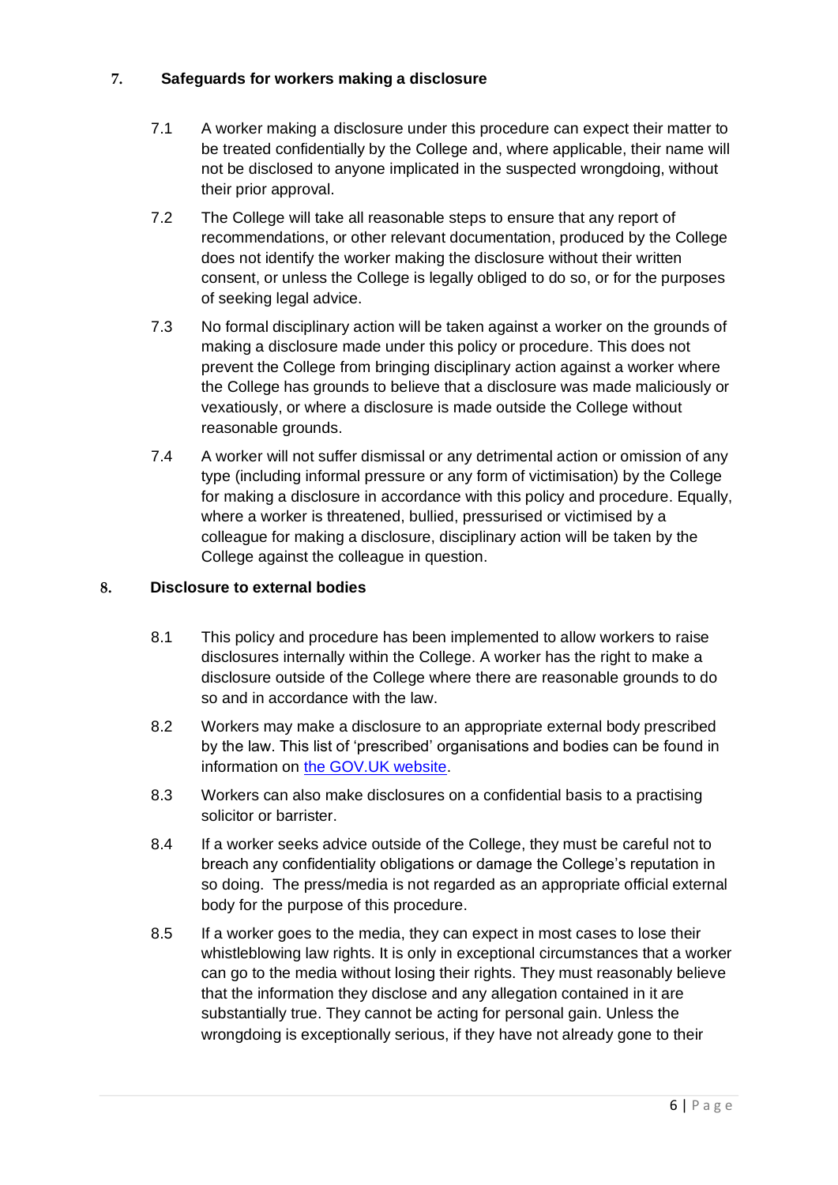## 7. Safeguards for workers making a disclosure

7.1 A worker making a disclosure under this procedure can expect their matter to be treated confidentially by the College and, where applicable, their name will not be disclosed to anyone implicated in the suspected wrongdoing, without their prior approval.

7.2 The College will take all reasonable steps to ensure that any report of recommendations, or other relevant documentation, produced by the College does not identify the worker making the disclosure without their written consent, or unless the College is legally obliged to do so, or for the purposes of seeking legal advice.

7.3 No formal disciplinary action will be taken against a worker on the grounds of making a disclosure made under this policy or procedure. This does not prevent the College from bringing disciplinary action against a worker where the College has grounds to believe that a disclosure was made maliciously or vexatiously, or where a disclosure is made outside the College without reasonable grounds.

7.4 A worker will not suffer dismissal or any detrimental action or omission of any type (including informal pressure or any form of victimisation) by the College for making a disclosure in accordance with this policy and procedure. Equally, where a worker is threatened, bullied, pressurised or victimised by a colleague for making a disclosure, disciplinary action will be taken by the College against the colleague in question.

## 8. Disclosure to external bodies

8.1 This policy and procedure has been implemented to allow workers to raise disclosures internally within the College. A worker has the right to make a disclosure outside of the College where there are reasonable grounds to do so and in accordance with the law.

8.2 Workers may make a disclosure to an appropriate external body prescribed by the law. This list of 'prescribed' organisations and bodies can be found in information on the GOV.UK website.

8.3 Workers can also make disclosures on a confidential basis to a practising solicitor or barrister.

8.4 If a worker seeks advice outside of the College, they must be careful not to breach any confidentiality obligations or damage the College's reputation in so doing. The press/media is not regarded as an appropriate official external body for the purpose of this procedure.

8.5 If a worker goes to the media, they can expect in most cases to lose their whistleblowing law rights. It is only in exceptional circumstances that a worker can go to the media without losing their rights. They must reasonably believe that the information they disclose and any allegation contained in it are substantially true. They cannot be acting for personal gain. Unless the wrongdoing is exceptionally serious, if they have not already gone to their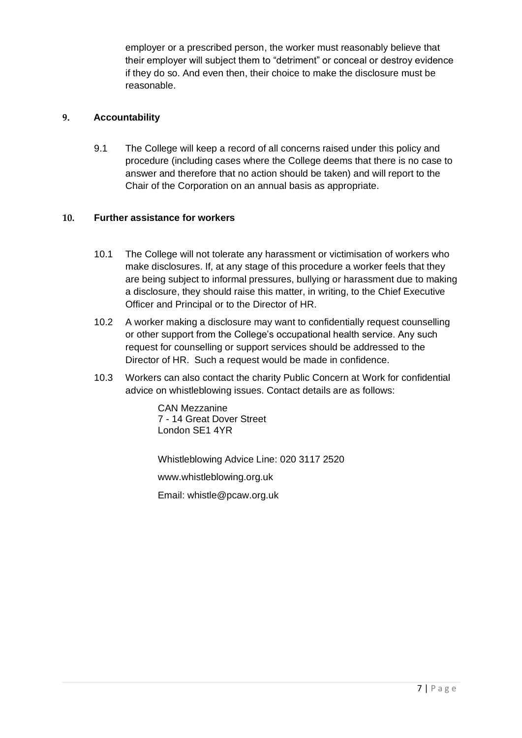employer or a prescribed person, the worker must reasonably believe that their employer will subject them to "detriment" or conceal or destroy evidence if they do so. And even then, their choice to make the disclosure must be reasonable.

## 9. Accountability

9.1 The College will keep a record of all concerns raised under this policy and procedure (including cases where the College deems that there is no case to answer and therefore that no action should be taken) and will report to the Chair of the Corporation on an annual basis as appropriate.

## 10. Further assistance for workers

10.1 The College will not tolerate any harassment or victimisation of workers who make disclosures. If, at any stage of this procedure a worker feels that they are being subject to informal pressures, bullying or harassment due to making a disclosure, they should raise this matter, in writing, to the Chief Executive Officer and Principal or to the Director of HR.

10.2 A worker making a disclosure may want to confidentially request counselling or other support from the College's occupational health service. Any such request for counselling or support services should be addressed to the Director of HR. Such a request would be made in confidence.

10.3 Workers can also contact the charity Public Concern at Work for confidential advice on whistleblowing issues. Contact details are as follows:

CAN Mezzanine
7 - 14 Great Dover Street
London SE1 4YR

Whistleblowing Advice Line: 020 3117 2520

www.whistleblowing.org.uk

Email: whistle@pcaw.org.uk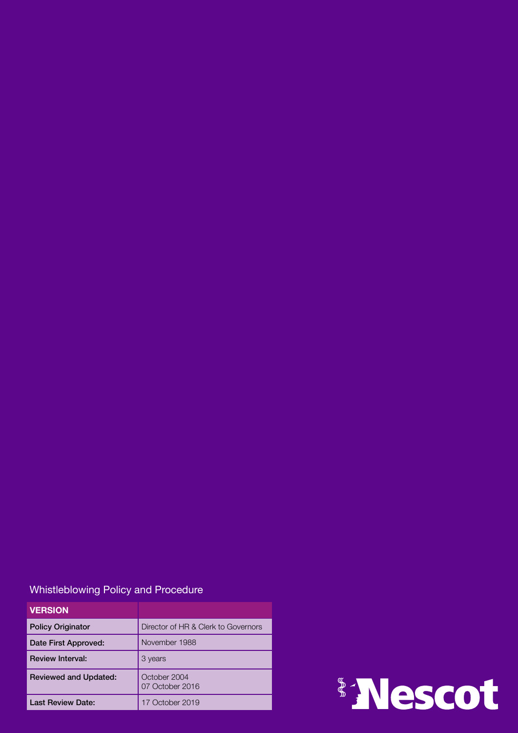Whistleblowing Policy and Procedure

| VERSION | |
|---|---|
| Policy Originator | Director of HR & Clerk to Governors |
| Date First Approved: | November 1988 |
| Review Interval: | 3 years |
| Reviewed and Updated: | October 2004<br>07 October 2016 |
| Last Review Date: | 17 October 2019 |

Nescot